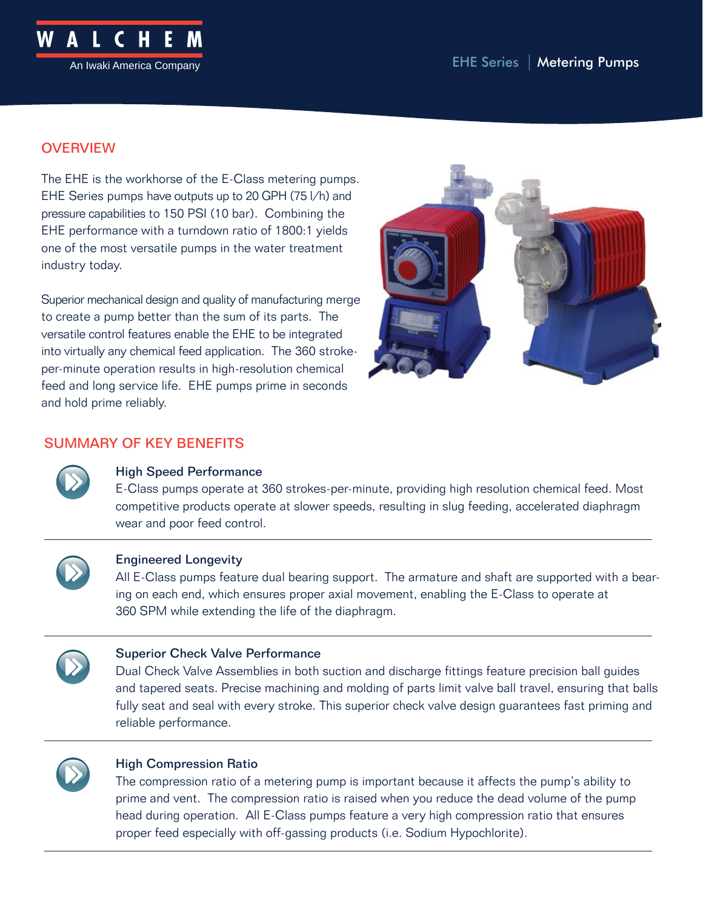WALCHEM

An Iwaki America Company

EHE Series | Metering Pumps

## OVERVIEW

The EHE is the workhorse of the E-Class metering pumps. EHE Series pumps have outputs up to 20 GPH (75 l/h) and pressure capabilities to 150 PSI (10 bar). Combining the EHE performance with a turndown ratio of 1800:1 yields one of the most versatile pumps in the water treatment industry today.

Superior mechanical design and quality of manufacturing merge to create a pump better than the sum of its parts. The versatile control features enable the EHE to be integrated into virtually any chemical feed application. The 360 stroke-per-minute operation results in high-resolution chemical feed and long service life. EHE pumps prime in seconds and hold prime reliably.

## SUMMARY OF KEY BENEFITS

### High Speed Performance

E-Class pumps operate at 360 strokes-per-minute, providing high resolution chemical feed. Most competitive products operate at slower speeds, resulting in slug feeding, accelerated diaphragm wear and poor feed control.

### Engineered Longevity

All E-Class pumps feature dual bearing support. The armature and shaft are supported with a bearing on each end, which ensures proper axial movement, enabling the E-Class to operate at 360 SPM while extending the life of the diaphragm.

### Superior Check Valve Performance

Dual Check Valve Assemblies in both suction and discharge fittings feature precision ball guides and tapered seats. Precise machining and molding of parts limit valve ball travel, ensuring that balls fully seat and seal with every stroke. This superior check valve design guarantees fast priming and reliable performance.

### High Compression Ratio

The compression ratio of a metering pump is important because it affects the pump's ability to prime and vent. The compression ratio is raised when you reduce the dead volume of the pump head during operation. All E-Class pumps feature a very high compression ratio that ensures proper feed especially with off-gassing products (i.e. Sodium Hypochlorite).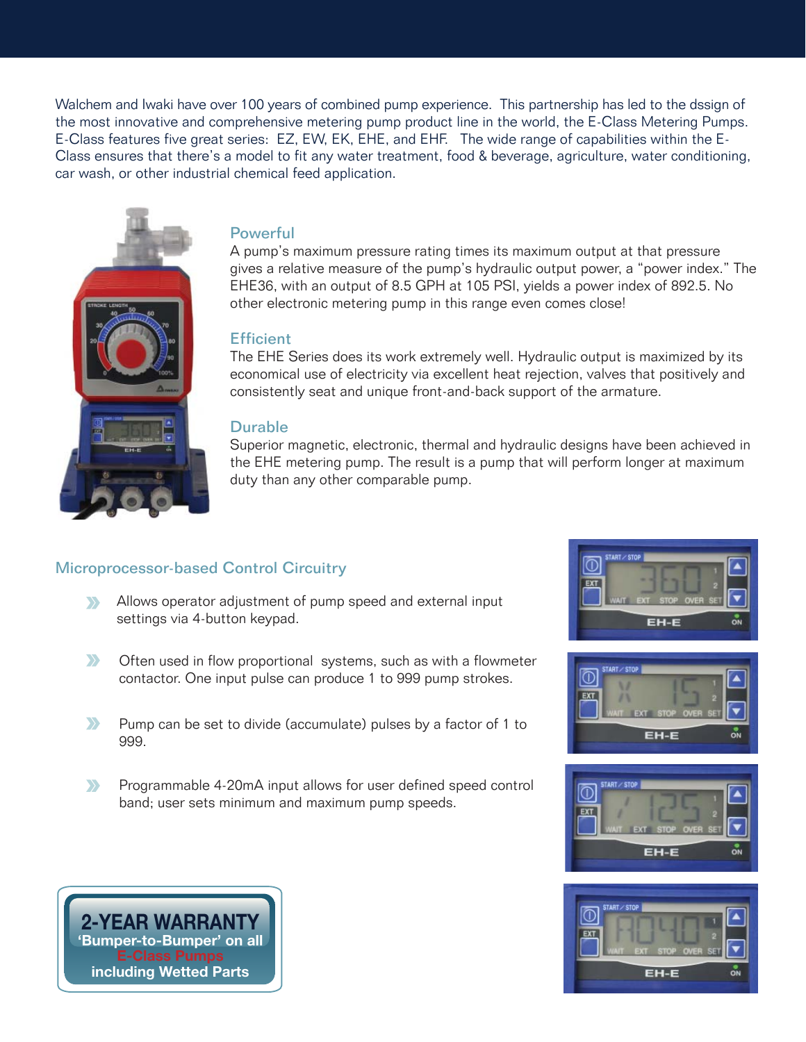Walchem and Iwaki have over 100 years of combined pump experience. This partnership has led to the dssign of the most innovative and comprehensive metering pump product line in the world, the E-Class Metering Pumps. E-Class features five great series: EZ, EW, EK, EHE, and EHF. The wide range of capabilities within the E-Class ensures that there's a model to fit any water treatment, food & beverage, agriculture, water conditioning, car wash, or other industrial chemical feed application.

### Powerful

A pump's maximum pressure rating times its maximum output at that pressure gives a relative measure of the pump's hydraulic output power, a "power index." The EHE36, with an output of 8.5 GPH at 105 PSI, yields a power index of 892.5. No other electronic metering pump in this range even comes close!

### Efficient

The EHE Series does its work extremely well. Hydraulic output is maximized by its economical use of electricity via excellent heat rejection, valves that positively and consistently seat and unique front-and-back support of the armature.

### Durable

Superior magnetic, electronic, thermal and hydraulic designs have been achieved in the EHE metering pump. The result is a pump that will perform longer at maximum duty than any other comparable pump.

## Microprocessor-based Control Circuitry

- Allows operator adjustment of pump speed and external input settings via 4-button keypad.
- Often used in flow proportional systems, such as with a flowmeter contactor. One input pulse can produce 1 to 999 pump strokes.
- Pump can be set to divide (accumulate) pulses by a factor of 1 to 999.
- Programmable 4-20mA input allows for user defined speed control band; user sets minimum and maximum pump speeds.

**2-YEAR WARRANTY**
**'Bumper-to-Bumper' on all E-Class Pumps including Wetted Parts**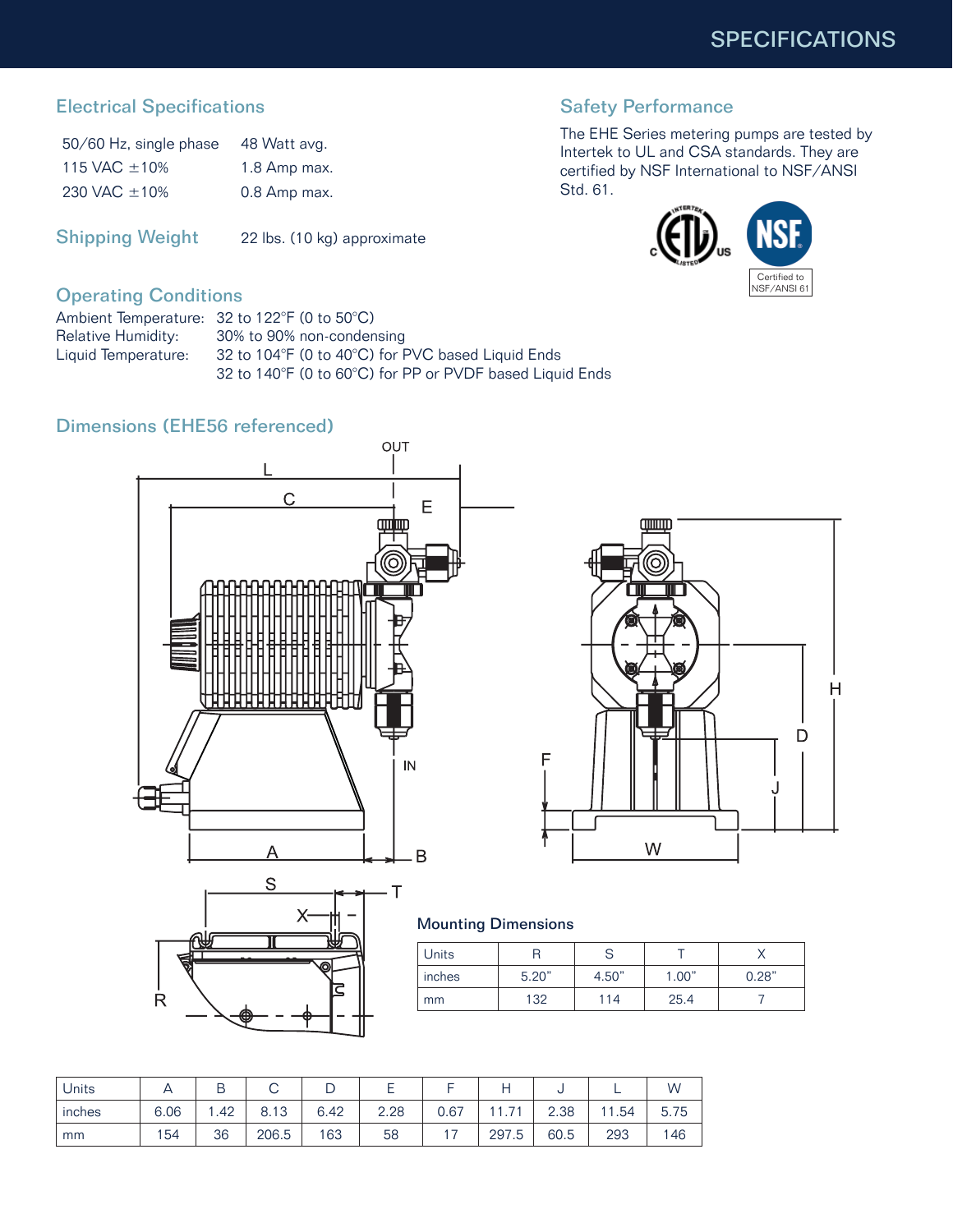# SPECIFICATIONS

## Electrical Specifications

| | |
|---|---|
| 50/60 Hz, single phase | 48 Watt avg. |
| 115 VAC ±10% | 1.8 Amp max. |
| 230 VAC ±10% | 0.8 Amp max. |

## Shipping Weight

22 lbs. (10 kg) approximate

## Operating Conditions

| | |
|---|---|
| Ambient Temperature: | 32 to 122°F (0 to 50°C) |
| Relative Humidity: | 30% to 90% non-condensing |
| Liquid Temperature: | 32 to 104°F (0 to 40°C) for PVC based Liquid Ends<br>32 to 140°F (0 to 60°C) for PP or PVDF based Liquid Ends |

## Safety Performance

The EHE Series metering pumps are tested by Intertek to UL and CSA standards. They are certified by NSF International to NSF/ANSI Std. 61.

Certified to NSF/ANSI 61

## Dimensions (EHE56 referenced)

### Mounting Dimensions

| Units | R | S | T | X |
|---|---|---|---|---|
| inches | 5.20" | 4.50" | 1.00" | 0.28" |
| mm | 132 | 114 | 25.4 | 7 |

| Units | A | B | C | D | E | F | H | J | L | W |
|---|---|---|---|---|---|---|---|---|---|---|
| inches | 6.06 | 1.42 | 8.13 | 6.42 | 2.28 | 0.67 | 11.71 | 2.38 | 11.54 | 5.75 |
| mm | 154 | 36 | 206.5 | 163 | 58 | 17 | 297.5 | 60.5 | 293 | 146 |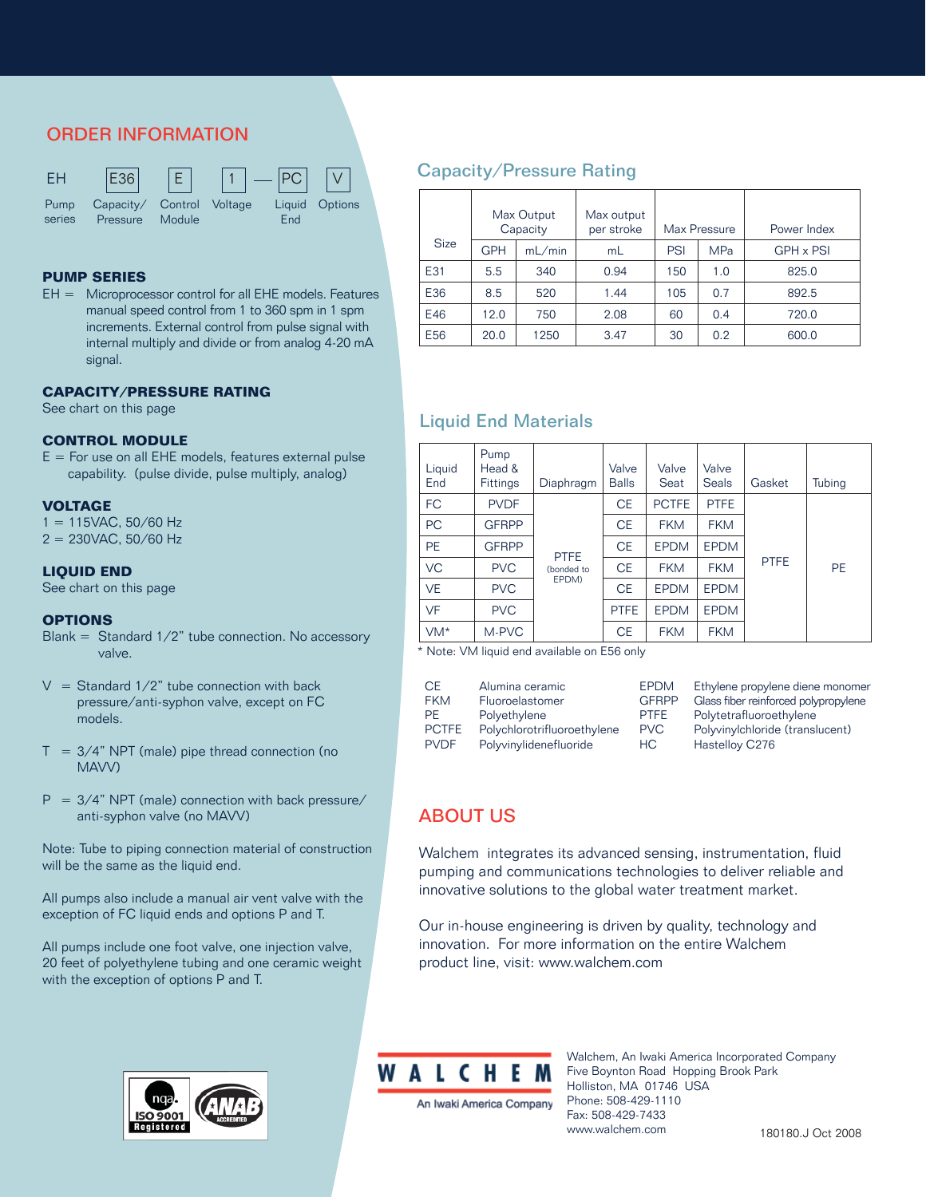## ORDER INFORMATION

| EH | E36 | E | 1 | — | PC | V |
|---|---|---|---|---|---|---|
| Pump series | Capacity/ Pressure | Control Module | Voltage | | Liquid End | Options |

### PUMP SERIES

EH = Microprocessor control for all EHE models. Features manual speed control from 1 to 360 spm in 1 spm increments. External control from pulse signal with internal multiply and divide or from analog 4-20 mA signal.

### CAPACITY/PRESSURE RATING

See chart on this page

### CONTROL MODULE

E = For use on all EHE models, features external pulse capability. (pulse divide, pulse multiply, analog)

### VOLTAGE

1 = 115VAC, 50/60 Hz
2 = 230VAC, 50/60 Hz

### LIQUID END

See chart on this page

### OPTIONS

Blank = Standard 1/2" tube connection. No accessory valve.

V = Standard 1/2" tube connection with back pressure/anti-syphon valve, except on FC models.

T = 3/4" NPT (male) pipe thread connection (no MAVV)

P = 3/4" NPT (male) connection with back pressure/ anti-syphon valve (no MAVV)

Note: Tube to piping connection material of construction will be the same as the liquid end.

All pumps also include a manual air vent valve with the exception of FC liquid ends and options P and T.

All pumps include one foot valve, one injection valve, 20 feet of polyethylene tubing and one ceramic weight with the exception of options P and T.

## Capacity/Pressure Rating

| Size | Max Output Capacity | | Max output per stroke | Max Pressure | | Power Index |
|---|---|---|---|---|---|---|
| | GPH | mL/min | mL | PSI | MPa | GPH x PSI |
| E31 | 5.5 | 340 | 0.94 | 150 | 1.0 | 825.0 |
| E36 | 8.5 | 520 | 1.44 | 105 | 0.7 | 892.5 |
| E46 | 12.0 | 750 | 2.08 | 60 | 0.4 | 720.0 |
| E56 | 20.0 | 1250 | 3.47 | 30 | 0.2 | 600.0 |

## Liquid End Materials

| Liquid End | Pump Head & Fittings | Diaphragm | Valve Balls | Valve Seat | Valve Seals | Gasket | Tubing |
|---|---|---|---|---|---|---|---|
| FC | PVDF | PTFE (bonded to EPDM) | CE | PCTFE | PTFE | PTFE | PE |
| PC | GFRPP | PTFE (bonded to EPDM) | CE | FKM | FKM | PTFE | PE |
| PE | GFRPP | PTFE (bonded to EPDM) | CE | EPDM | EPDM | PTFE | PE |
| VC | PVC | PTFE (bonded to EPDM) | CE | FKM | FKM | PTFE | PE |
| VE | PVC | PTFE (bonded to EPDM) | CE | EPDM | EPDM | PTFE | PE |
| VF | PVC | PTFE (bonded to EPDM) | PTFE | EPDM | EPDM | PTFE | PE |
| VM* | M-PVC | PTFE (bonded to EPDM) | CE | FKM | FKM | PTFE | PE |

* Note: VM liquid end available on E56 only

| | | | |
|---|---|---|---|
| CE | Alumina ceramic | EPDM | Ethylene propylene diene monomer |
| FKM | Fluoroelastomer | GFRPP | Glass fiber reinforced polypropylene |
| PE | Polyethylene | PTFE | Polytetrafluoroethylene |
| PCTFE | Polychlorotrifluoroethylene | PVC | Polyvinylchloride (translucent) |
| PVDF | Polyvinylidenefluoride | HC | Hastelloy C276 |

## ABOUT US

Walchem integrates its advanced sensing, instrumentation, fluid pumping and communications technologies to deliver reliable and innovative solutions to the global water treatment market.

Our in-house engineering is driven by quality, technology and innovation. For more information on the entire Walchem product line, visit: www.walchem.com

nqa. ISO 9001 Registered

ANAB ACCREDITED

WALCHEM
An Iwaki America Company

Walchem, An Iwaki America Incorporated Company
Five Boynton Road Hopping Brook Park
Holliston, MA 01746 USA
Phone: 508-429-1110
Fax: 508-429-7433
www.walchem.com

180180.J Oct 2008